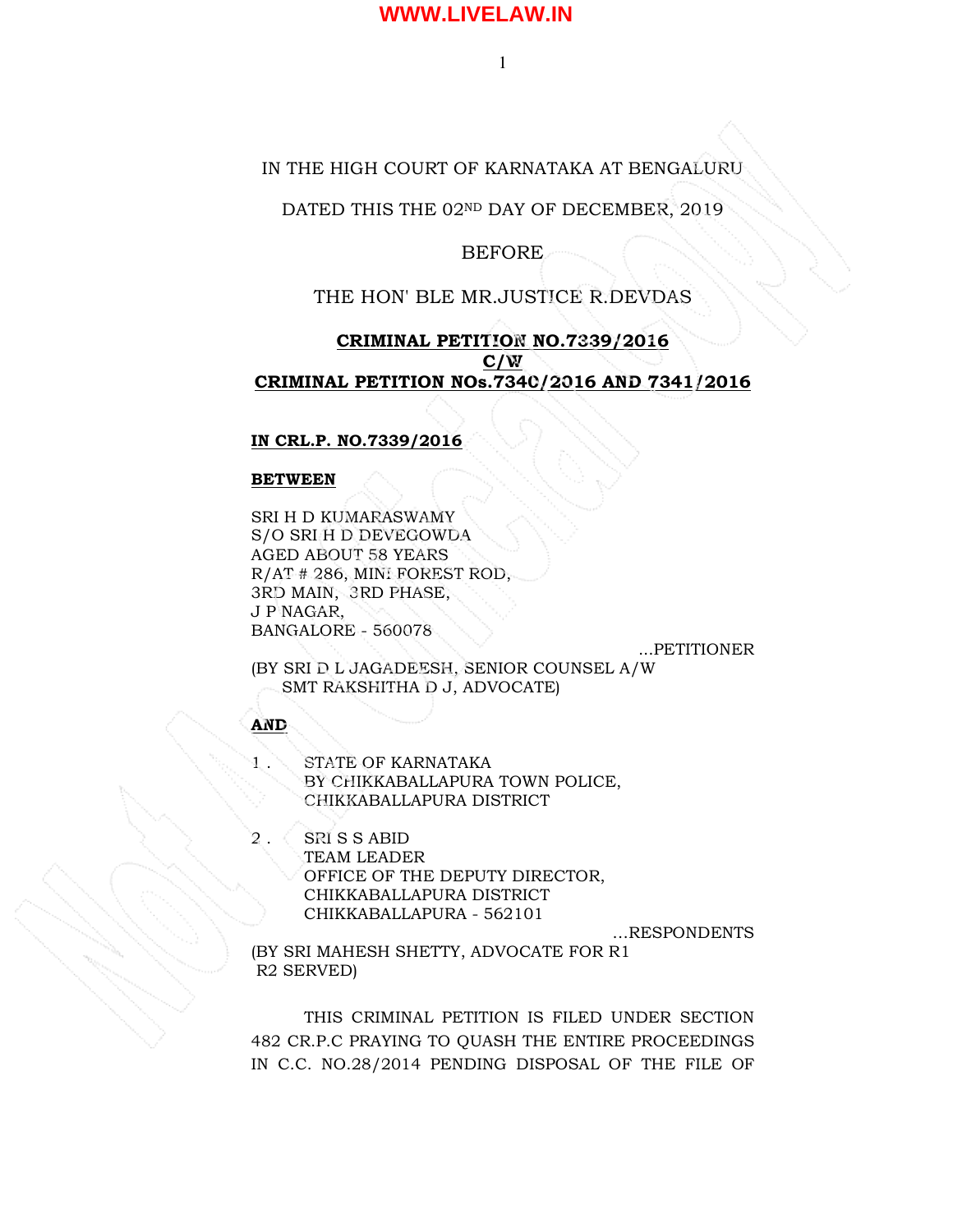IN THE HIGH COURT OF KARNATAKA AT BENGALURU

DATED THIS THE 02ND DAY OF DECEMBER, 2019

BEFORE

THE HON' BLE MR.JUSTICE R.DEVDAS

**CRIMINAL PETITION NO.7339/2016**
**C/W**
**CRIMINAL PETITION NOs.7340/2016 AND 7341/2016**

**IN CRL.P. NO.7339/2016**

**BETWEEN**

SRI H D KUMARASWAMY
S/O SRI H D DEVEGOWDA
AGED ABOUT 58 YEARS
R/AT # 286, MINI FOREST ROD,
3RD MAIN, 3RD PHASE,
J P NAGAR,
BANGALORE - 560078

...PETITIONER

(BY SRI D L JAGADEESH, SENIOR COUNSEL A/W
SMT RAKSHITHA D J, ADVOCATE)

**AND**

1 . STATE OF KARNATAKA
BY CHIKKABALLAPURA TOWN POLICE,
CHIKKABALLAPURA DISTRICT

2 . SRI S S ABID
TEAM LEADER
OFFICE OF THE DEPUTY DIRECTOR,
CHIKKABALLAPURA DISTRICT
CHIKKABALLAPURA - 562101

...RESPONDENTS

(BY SRI MAHESH SHETTY, ADVOCATE FOR R1
R2 SERVED)

THIS CRIMINAL PETITION IS FILED UNDER SECTION 482 CR.P.C PRAYING TO QUASH THE ENTIRE PROCEEDINGS IN C.C. NO.28/2014 PENDING DISPOSAL OF THE FILE OF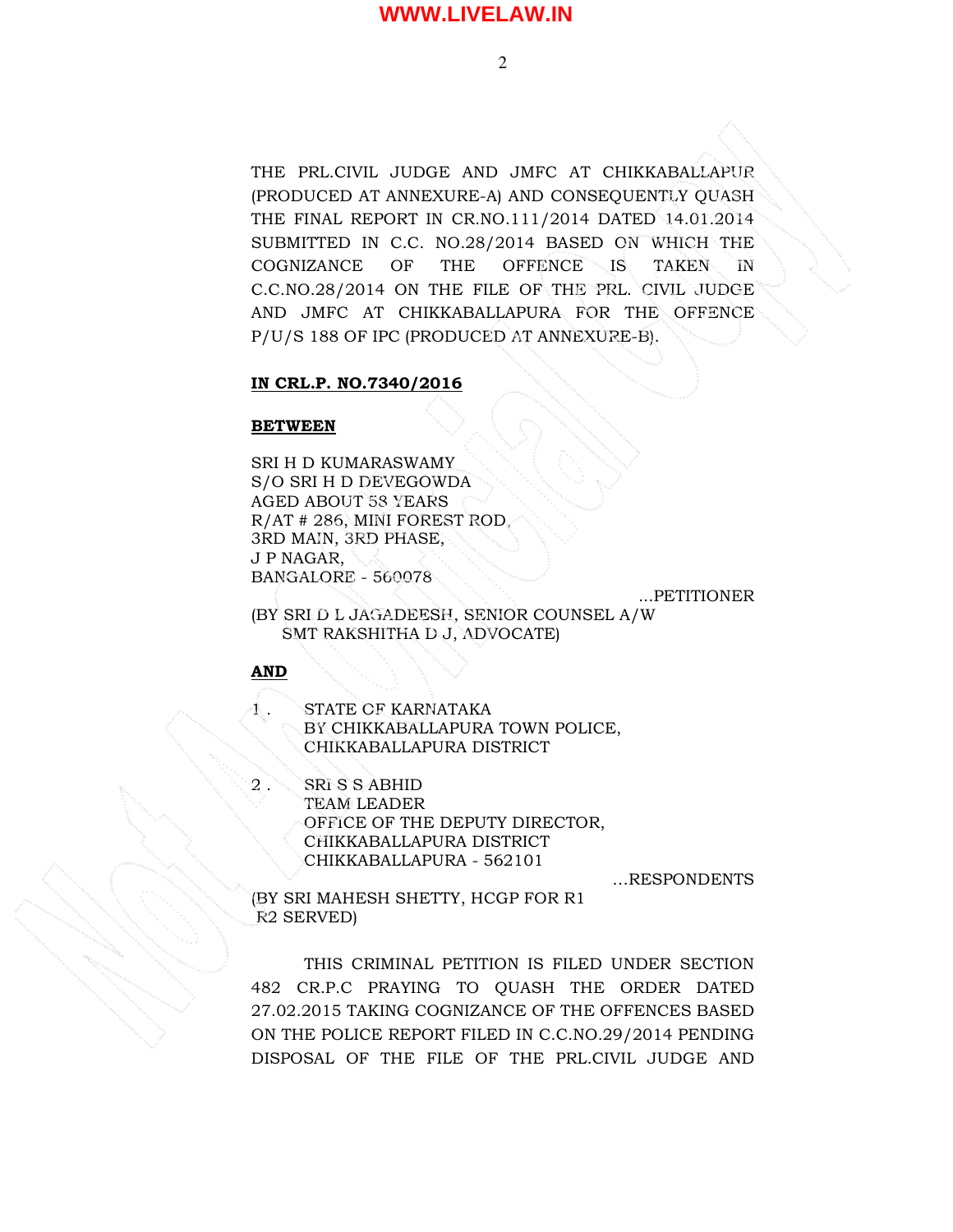THE PRL.CIVIL JUDGE AND JMFC AT CHIKKABALLAPUR (PRODUCED AT ANNEXURE-A) AND CONSEQUENTLY QUASH THE FINAL REPORT IN CR.NO.111/2014 DATED 14.01.2014 SUBMITTED IN C.C. NO.28/2014 BASED ON WHICH THE COGNIZANCE OF THE OFFENCE IS TAKEN IN C.C.NO.28/2014 ON THE FILE OF THE PRL. CIVIL JUDGE AND JMFC AT CHIKKABALLAPURA FOR THE OFFENCE P/U/S 188 OF IPC (PRODUCED AT ANNEXURE-B).

**IN CRL.P. NO.7340/2016**

**BETWEEN**

SRI H D KUMARASWAMY
S/O SRI H D DEVEGOWDA
AGED ABOUT 58 YEARS
R/AT # 286, MINI FOREST ROD,
3RD MAIN, 3RD PHASE,
J P NAGAR,
BANGALORE - 560078

...PETITIONER

(BY SRI D L JAGADEESH, SENIOR COUNSEL A/W SMT RAKSHITHA D J, ADVOCATE)

**AND**

1. STATE OF KARNATAKA
   BY CHIKKABALLAPURA TOWN POLICE,
   CHIKKABALLAPURA DISTRICT

2. SRI S S ABHID
   TEAM LEADER
   OFFICE OF THE DEPUTY DIRECTOR,
   CHIKKABALLAPURA DISTRICT
   CHIKKABALLAPURA - 562101

...RESPONDENTS

(BY SRI MAHESH SHETTY, HCGP FOR R1
R2 SERVED)

THIS CRIMINAL PETITION IS FILED UNDER SECTION 482 CR.P.C PRAYING TO QUASH THE ORDER DATED 27.02.2015 TAKING COGNIZANCE OF THE OFFENCES BASED ON THE POLICE REPORT FILED IN C.C.NO.29/2014 PENDING DISPOSAL OF THE FILE OF THE PRL.CIVIL JUDGE AND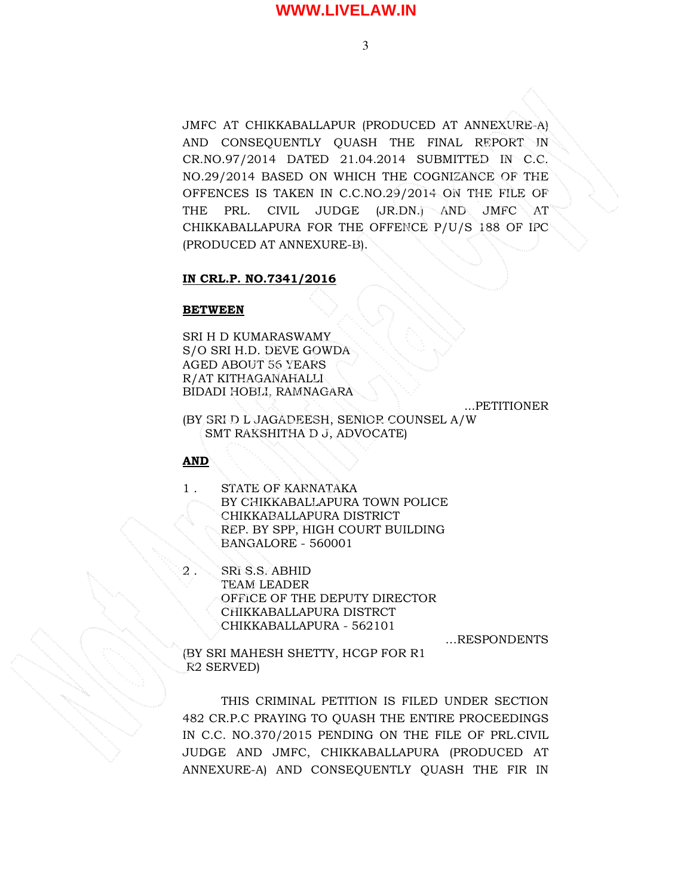JMFC AT CHIKKABALLAPUR (PRODUCED AT ANNEXURE-A) AND CONSEQUENTLY QUASH THE FINAL REPORT IN CR.NO.97/2014 DATED 21.04.2014 SUBMITTED IN C.C. NO.29/2014 BASED ON WHICH THE COGNIZANCE OF THE OFFENCES IS TAKEN IN C.C.NO.29/2014 ON THE FILE OF THE PRL. CIVIL JUDGE (JR.DN.) AND JMFC AT CHIKKABALLAPURA FOR THE OFFENCE P/U/S 188 OF IPC (PRODUCED AT ANNEXURE-B).

**IN CRL.P. NO.7341/2016**

**BETWEEN**

SRI H D KUMARASWAMY
S/O SRI H.D. DEVE GOWDA
AGED ABOUT 56 YEARS
R/AT KITHAGANAHALLI
BIDADI HOBLI, RAMNAGARA

...PETITIONER

(BY SRI D L JAGADEESH, SENIOR COUNSEL A/W
SMT RAKSHITHA D J, ADVOCATE)

**AND**

1. STATE OF KARNATAKA
   BY CHIKKABALLAPURA TOWN POLICE
   CHIKKABALLAPURA DISTRICT
   REP. BY SPP, HIGH COURT BUILDING
   BANGALORE - 560001

2. SRI S.S. ABHID
   TEAM LEADER
   OFFICE OF THE DEPUTY DIRECTOR
   CHIKKABALLAPURA DISTRCT
   CHIKKABALLAPURA - 562101

...RESPONDENTS

(BY SRI MAHESH SHETTY, HCGP FOR R1
R2 SERVED)

THIS CRIMINAL PETITION IS FILED UNDER SECTION 482 CR.P.C PRAYING TO QUASH THE ENTIRE PROCEEDINGS IN C.C. NO.370/2015 PENDING ON THE FILE OF PRL.CIVIL JUDGE AND JMFC, CHIKKABALLAPURA (PRODUCED AT ANNEXURE-A) AND CONSEQUENTLY QUASH THE FIR IN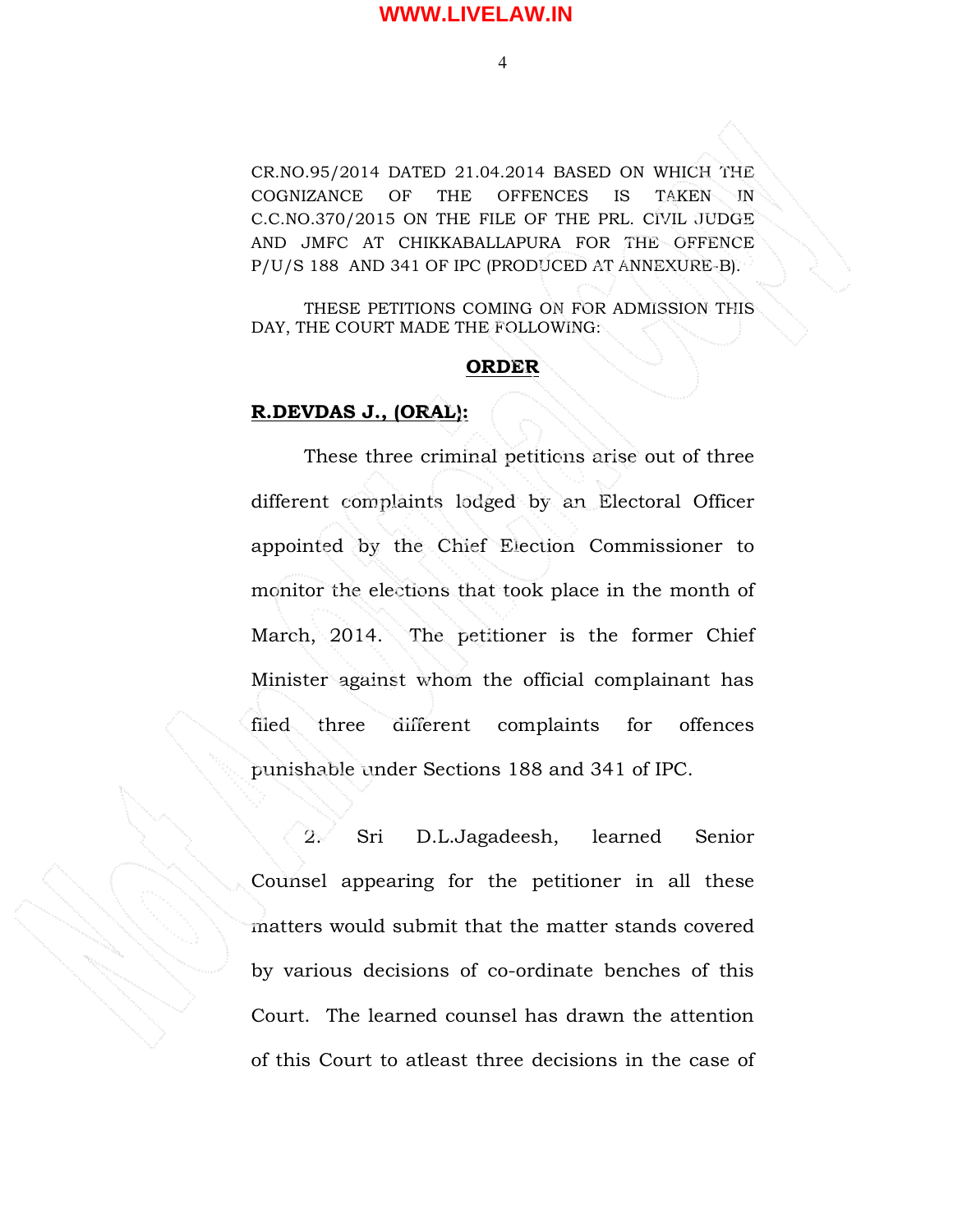CR.NO.95/2014 DATED 21.04.2014 BASED ON WHICH THE COGNIZANCE OF THE OFFENCES IS TAKEN IN C.C.NO.370/2015 ON THE FILE OF THE PRL. CIVIL JUDGE AND JMFC AT CHIKKABALLAPURA FOR THE OFFENCE P/U/S 188 AND 341 OF IPC (PRODUCED AT ANNEXURE-B).

THESE PETITIONS COMING ON FOR ADMISSION THIS DAY, THE COURT MADE THE FOLLOWING:

## ORDER

**R.DEVDAS J., (ORAL):**

These three criminal petitions arise out of three different complaints lodged by an Electoral Officer appointed by the Chief Election Commissioner to monitor the elections that took place in the month of March, 2014. The petitioner is the former Chief Minister against whom the official complainant has filed three different complaints for offences punishable under Sections 188 and 341 of IPC.

2. Sri D.L.Jagadeesh, learned Senior Counsel appearing for the petitioner in all these matters would submit that the matter stands covered by various decisions of co-ordinate benches of this Court. The learned counsel has drawn the attention of this Court to atleast three decisions in the case of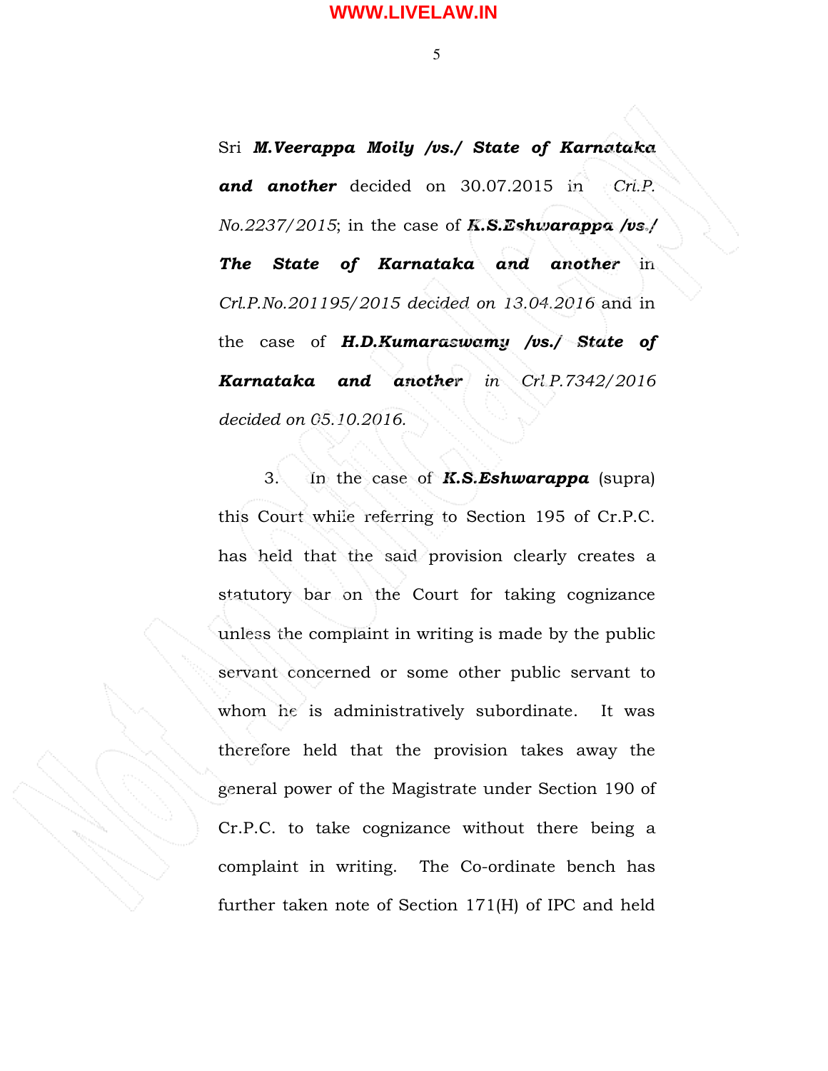Sri ***M.Veerappa Moily /vs./ State of Karnataka and another*** decided on 30.07.2015 in *Cri.P. No.2237/2015*; in the case of ***K.S.Eshwarappa /vs./ The State of Karnataka and another*** in *Crl.P.No.201195/2015 decided on 13.04.2016* and in the case of ***H.D.Kumaraswamy /vs./ State of Karnataka and another*** *in Crl.P.7342/2016 decided on 05.10.2016.*

3. In the case of ***K.S.Eshwarappa*** (supra) this Court while referring to Section 195 of Cr.P.C. has held that the said provision clearly creates a statutory bar on the Court for taking cognizance unless the complaint in writing is made by the public servant concerned or some other public servant to whom he is administratively subordinate. It was therefore held that the provision takes away the general power of the Magistrate under Section 190 of Cr.P.C. to take cognizance without there being a complaint in writing. The Co-ordinate bench has further taken note of Section 171(H) of IPC and held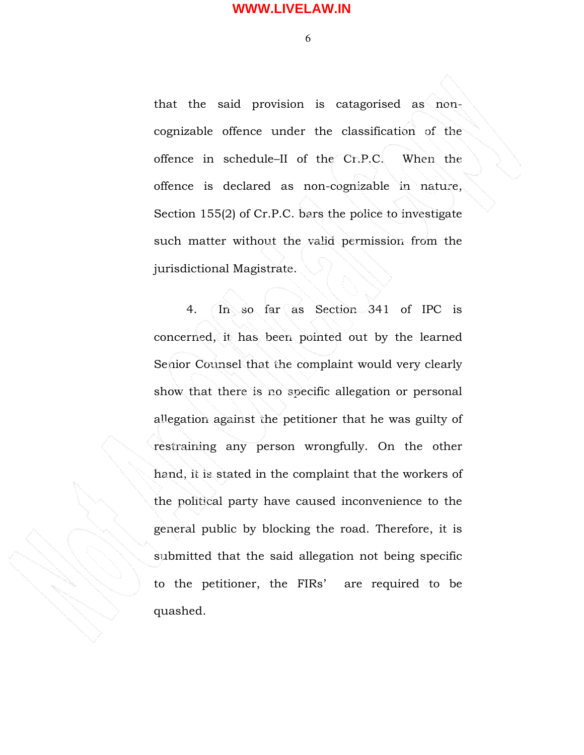that the said provision is catagorised as non-cognizable offence under the classification of the offence in schedule–II of the Cr.P.C. When the offence is declared as non-cognizable in nature, Section 155(2) of Cr.P.C. bars the police to investigate such matter without the valid permission from the jurisdictional Magistrate.

4. In so far as Section 341 of IPC is concerned, it has been pointed out by the learned Senior Counsel that the complaint would very clearly show that there is no specific allegation or personal allegation against the petitioner that he was guilty of restraining any person wrongfully. On the other hand, it is stated in the complaint that the workers of the political party have caused inconvenience to the general public by blocking the road. Therefore, it is submitted that the said allegation not being specific to the petitioner, the FIRs' are required to be quashed.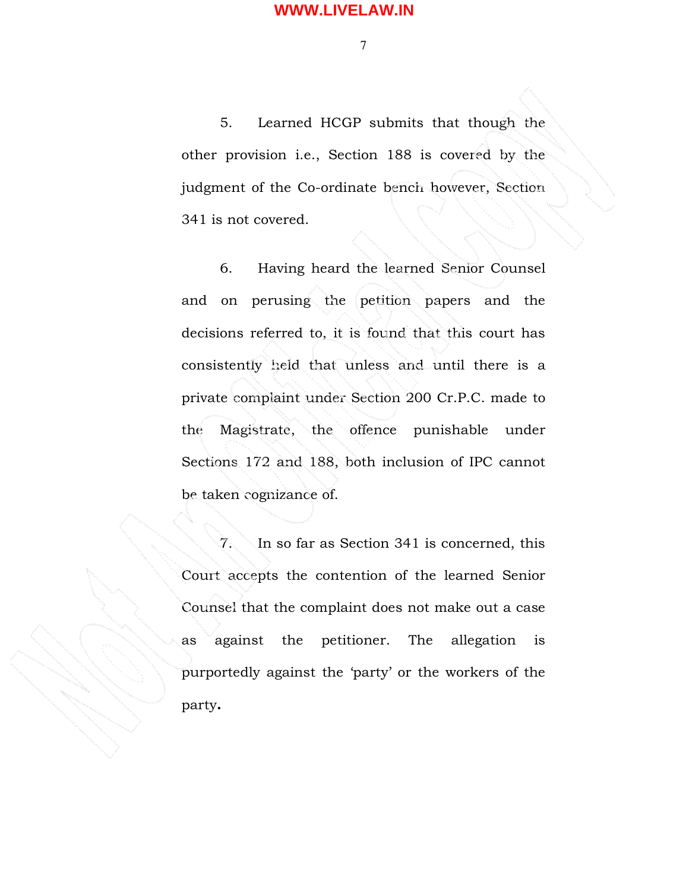5. Learned HCGP submits that though the other provision i.e., Section 188 is covered by the judgment of the Co-ordinate bench however, Section 341 is not covered.

6. Having heard the learned Senior Counsel and on perusing the petition papers and the decisions referred to, it is found that this court has consistently held that unless and until there is a private complaint under Section 200 Cr.P.C. made to the Magistrate, the offence punishable under Sections 172 and 188, both inclusion of IPC cannot be taken cognizance of.

7. In so far as Section 341 is concerned, this Court accepts the contention of the learned Senior Counsel that the complaint does not make out a case as against the petitioner. The allegation is purportedly against the 'party' or the workers of the party.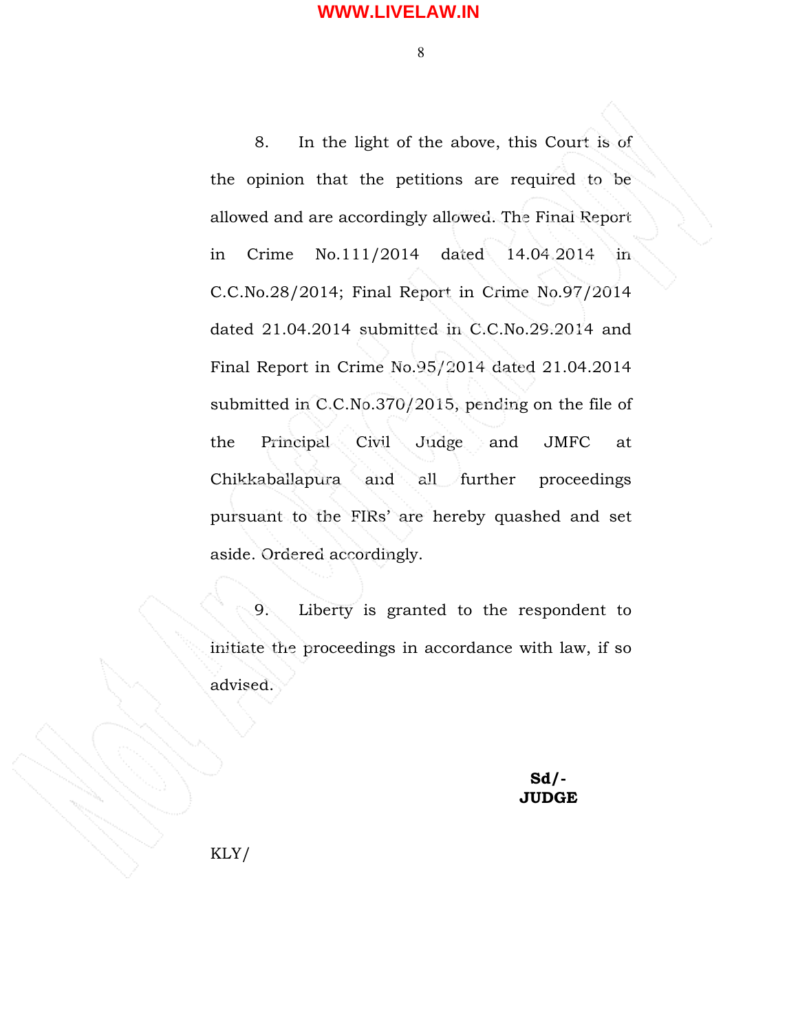8. In the light of the above, this Court is of the opinion that the petitions are required to be allowed and are accordingly allowed. The Final Report in Crime No.111/2014 dated 14.04.2014 in C.C.No.28/2014; Final Report in Crime No.97/2014 dated 21.04.2014 submitted in C.C.No.29.2014 and Final Report in Crime No.95/2014 dated 21.04.2014 submitted in C.C.No.370/2015, pending on the file of the Principal Civil Judge and JMFC at Chikkaballapura and all further proceedings pursuant to the FIRs' are hereby quashed and set aside. Ordered accordingly.

9. Liberty is granted to the respondent to initiate the proceedings in accordance with law, if so advised.

**Sd/-**
**JUDGE**

KLY/